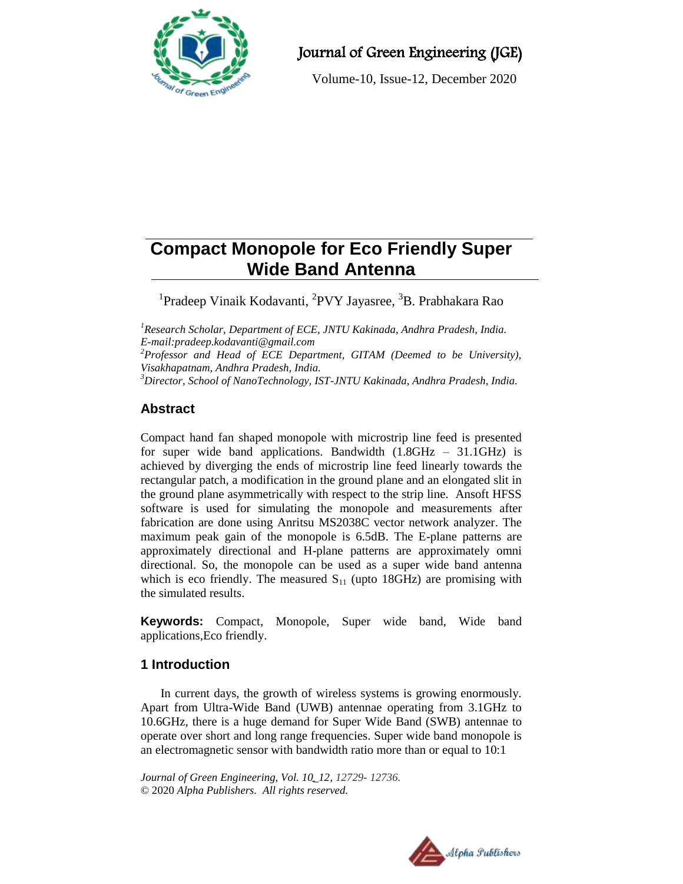# Compact Monopole for Eco Friendly Super Wide Band Antenna

[1]Pradeep Vinaik Kodavanti, [2]PVY Jayasree, [3]B. Prabhakara Rao

[1]*Research Scholar, Department of ECE, JNTU Kakinada, Andhra Pradesh, India.*
*E-mail:pradeep.kodavanti@gmail.com*
[2]*Professor and Head of ECE Department, GITAM (Deemed to be University), Visakhapatnam, Andhra Pradesh, India.*
[3]*Director, School of NanoTechnology, IST-JNTU Kakinada, Andhra Pradesh, India.*

## Abstract

Compact hand fan shaped monopole with microstrip line feed is presented for super wide band applications. Bandwidth (1.8GHz – 31.1GHz) is achieved by diverging the ends of microstrip line feed linearly towards the rectangular patch, a modification in the ground plane and an elongated slit in the ground plane asymmetrically with respect to the strip line. Ansoft HFSS software is used for simulating the monopole and measurements after fabrication are done using Anritsu MS2038C vector network analyzer. The maximum peak gain of the monopole is 6.5dB. The E-plane patterns are approximately directional and H-plane patterns are approximately omni directional. So, the monopole can be used as a super wide band antenna which is eco friendly. The measured $S_{11}$ (upto 18GHz) are promising with the simulated results.

**Keywords:** Compact, Monopole, Super wide band, Wide band applications,Eco friendly.

## 1 Introduction

In current days, the growth of wireless systems is growing enormously. Apart from Ultra-Wide Band (UWB) antennae operating from 3.1GHz to 10.6GHz, there is a huge demand for Super Wide Band (SWB) antennae to operate over short and long range frequencies. Super wide band monopole is an electromagnetic sensor with bandwidth ratio more than or equal to 10:1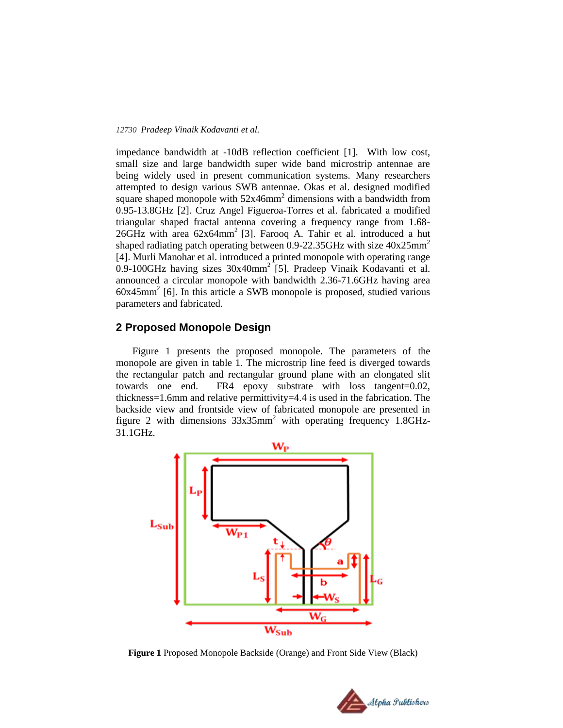impedance bandwidth at -10dB reflection coefficient [1]. With low cost, small size and large bandwidth super wide band microstrip antennae are being widely used in present communication systems. Many researchers attempted to design various SWB antennae. Okas et al. designed modified square shaped monopole with 52x46mm$^2$ dimensions with a bandwidth from 0.95-13.8GHz [2]. Cruz Angel Figueroa-Torres et al. fabricated a modified triangular shaped fractal antenna covering a frequency range from 1.68-26GHz with area 62x64mm$^2$ [3]. Farooq A. Tahir et al. introduced a hut shaped radiating patch operating between 0.9-22.35GHz with size 40x25mm$^2$ [4]. Murli Manohar et al. introduced a printed monopole with operating range 0.9-100GHz having sizes 30x40mm$^2$ [5]. Pradeep Vinaik Kodavanti et al. announced a circular monopole with bandwidth 2.36-71.6GHz having area 60x45mm$^2$ [6]. In this article a SWB monopole is proposed, studied various parameters and fabricated.

## 2 Proposed Monopole Design

Figure 1 presents the proposed monopole. The parameters of the monopole are given in table 1. The microstrip line feed is diverged towards the rectangular patch and rectangular ground plane with an elongated slit towards one end. FR4 epoxy substrate with loss tangent=0.02, thickness=1.6mm and relative permittivity=4.4 is used in the fabrication. The backside view and frontside view of fabricated monopole are presented in figure 2 with dimensions 33x35mm$^2$ with operating frequency 1.8GHz-31.1GHz.

**Figure 1** Proposed Monopole Backside (Orange) and Front Side View (Black)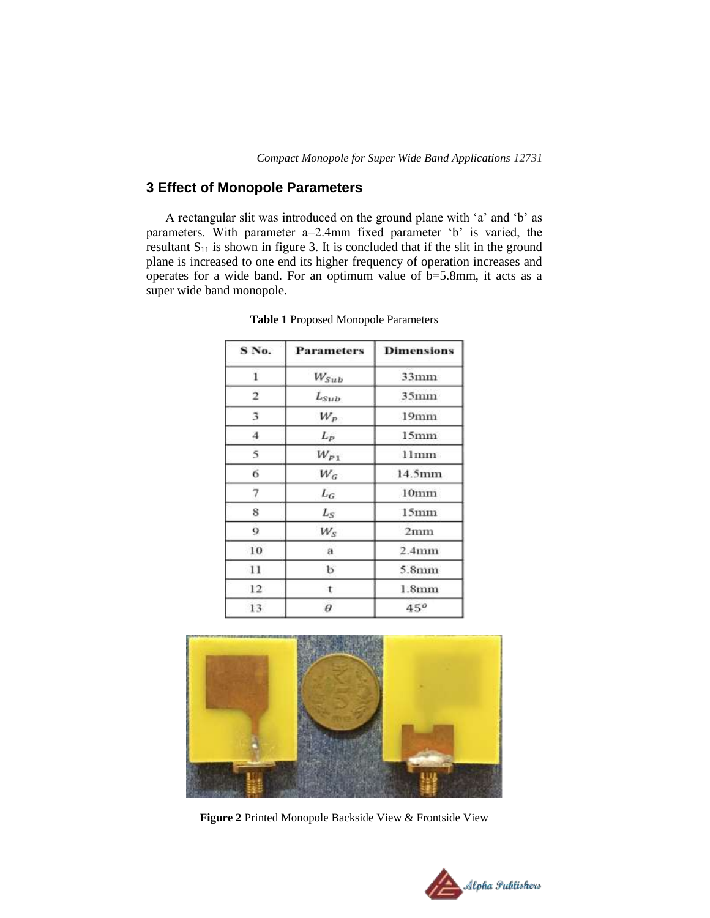## 3 Effect of Monopole Parameters

A rectangular slit was introduced on the ground plane with 'a' and 'b' as parameters. With parameter a=2.4mm fixed parameter 'b' is varied, the resultant $S_{11}$ is shown in figure 3. It is concluded that if the slit in the ground plane is increased to one end its higher frequency of operation increases and operates for a wide band. For an optimum value of b=5.8mm, it acts as a super wide band monopole.

**Table 1** Proposed Monopole Parameters

| S No. | Parameters | Dimensions |
|---|---|---|
| 1 | $W_{Sub}$ | 33mm |
| 2 | $L_{Sub}$ | 35mm |
| 3 | $W_P$ | 19mm |
| 4 | $L_P$ | 15mm |
| 5 | $W_{P1}$ | 11mm |
| 6 | $W_G$ | 14.5mm |
| 7 | $L_G$ | 10mm |
| 8 | $L_S$ | 15mm |
| 9 | $W_S$ | 2mm |
| 10 | a | 2.4mm |
| 11 | b | 5.8mm |
| 12 | t | 1.8mm |
| 13 | $\theta$ | $45^o$ |

**Figure 2** Printed Monopole Backside View & Frontside View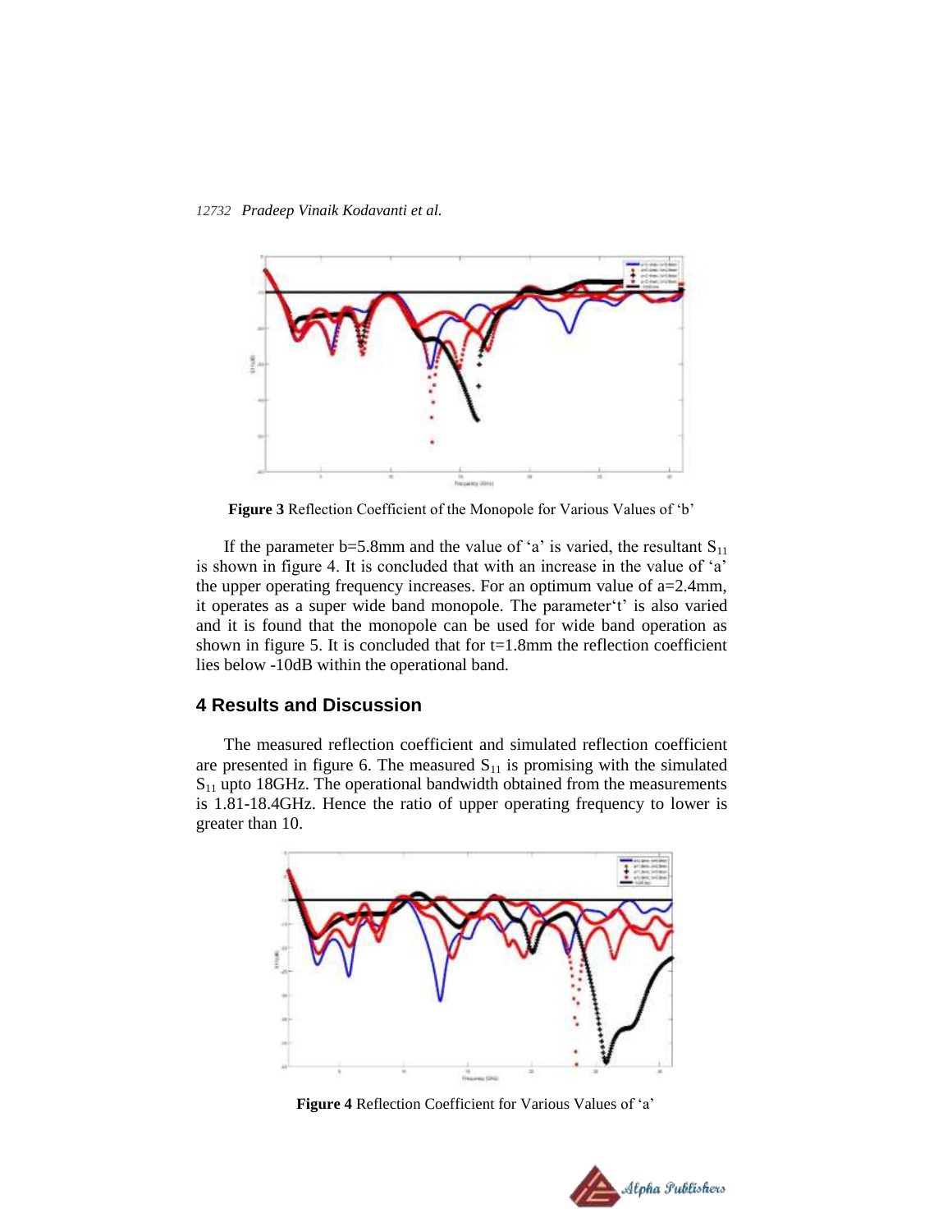**Figure 3** Reflection Coefficient of the Monopole for Various Values of 'b'

If the parameter b=5.8mm and the value of 'a' is varied, the resultant $S_{11}$ is shown in figure 4. It is concluded that with an increase in the value of 'a' the upper operating frequency increases. For an optimum value of a=2.4mm, it operates as a super wide band monopole. The parameter't' is also varied and it is found that the monopole can be used for wide band operation as shown in figure 5. It is concluded that for t=1.8mm the reflection coefficient lies below -10dB within the operational band.

## 4 Results and Discussion

The measured reflection coefficient and simulated reflection coefficient are presented in figure 6. The measured $S_{11}$ is promising with the simulated $S_{11}$ upto 18GHz. The operational bandwidth obtained from the measurements is 1.81-18.4GHz. Hence the ratio of upper operating frequency to lower is greater than 10.

**Figure 4** Reflection Coefficient for Various Values of 'a'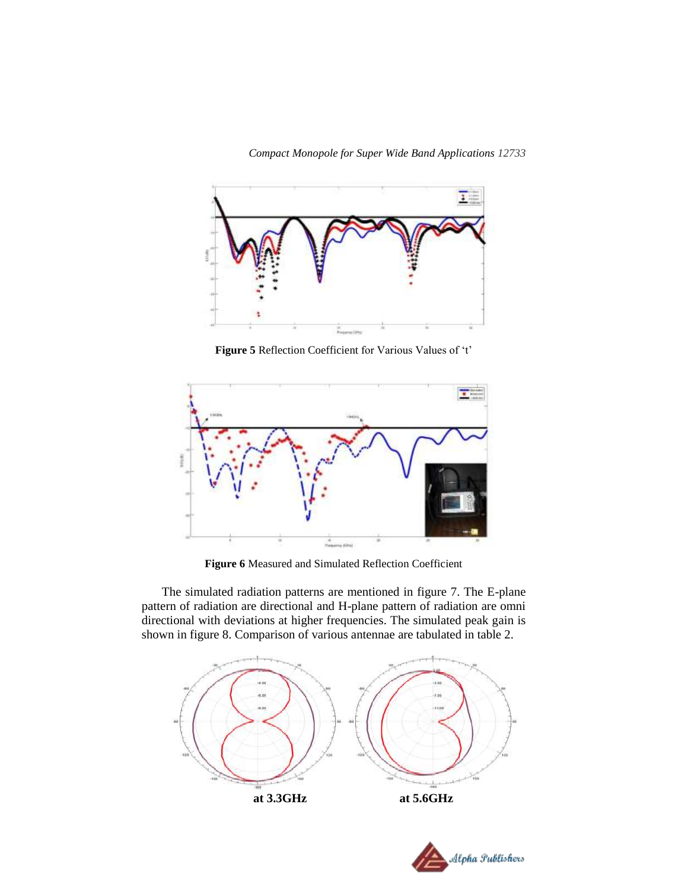Figure 5 Reflection Coefficient for Various Values of 't'

**Figure 6** Measured and Simulated Reflection Coefficient

The simulated radiation patterns are mentioned in figure 7. The E-plane pattern of radiation are directional and H-plane pattern of radiation are omni directional with deviations at higher frequencies. The simulated peak gain is shown in figure 8. Comparison of various antennae are tabulated in table 2.

**at 3.3GHz** **at 5.6GHz**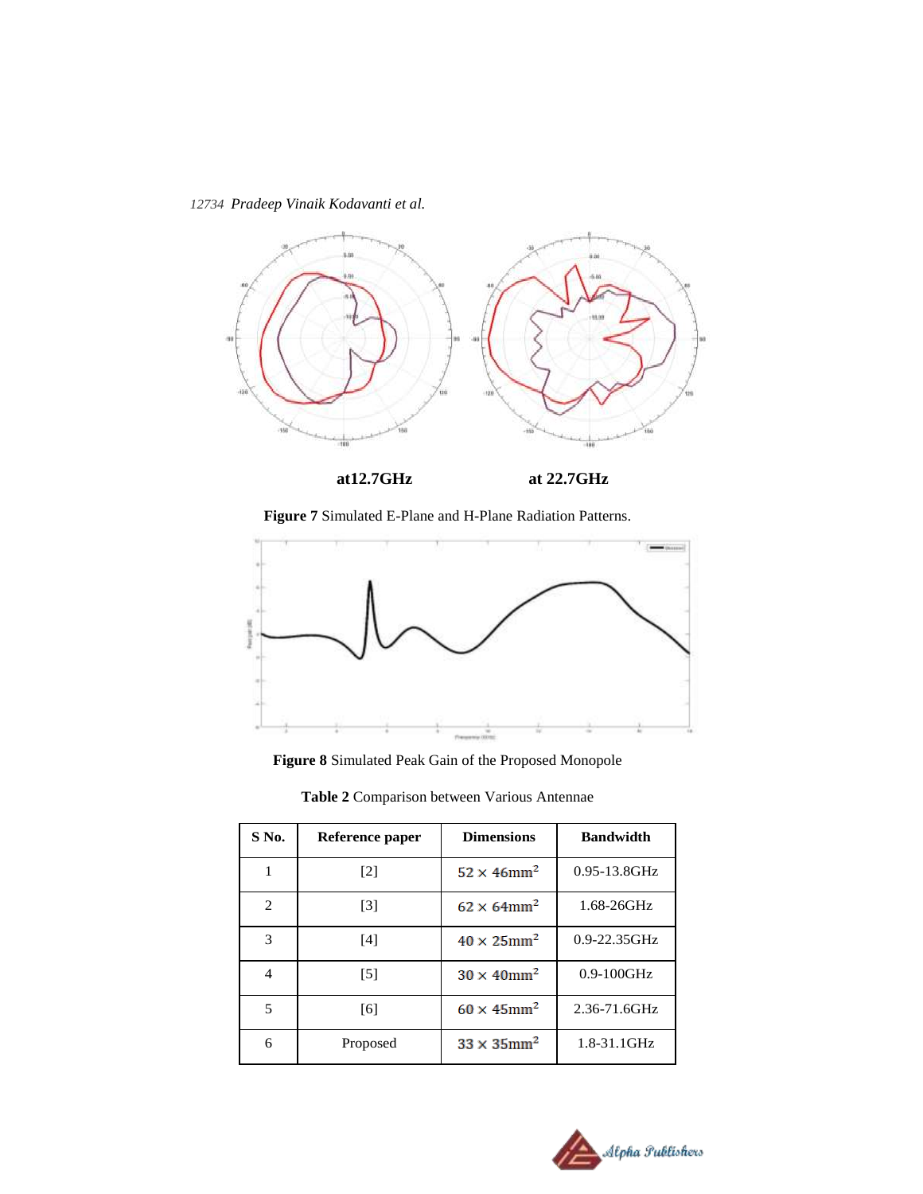at12.7GHz at 22.7GHz

**Figure 7** Simulated E-Plane and H-Plane Radiation Patterns.

**Figure 8** Simulated Peak Gain of the Proposed Monopole

**Table 2** Comparison between Various Antennae

| S No. | Reference paper | Dimensions | Bandwidth |
|---|---|---|---|
| 1 | [2] | $52 \times 46\text{mm}^2$ | 0.95-13.8GHz |
| 2 | [3] | $62 \times 64\text{mm}^2$ | 1.68-26GHz |
| 3 | [4] | $40 \times 25\text{mm}^2$ | 0.9-22.35GHz |
| 4 | [5] | $30 \times 40\text{mm}^2$ | 0.9-100GHz |
| 5 | [6] | $60 \times 45\text{mm}^2$ | 2.36-71.6GHz |
| 6 | Proposed | $33 \times 35\text{mm}^2$ | 1.8-31.1GHz |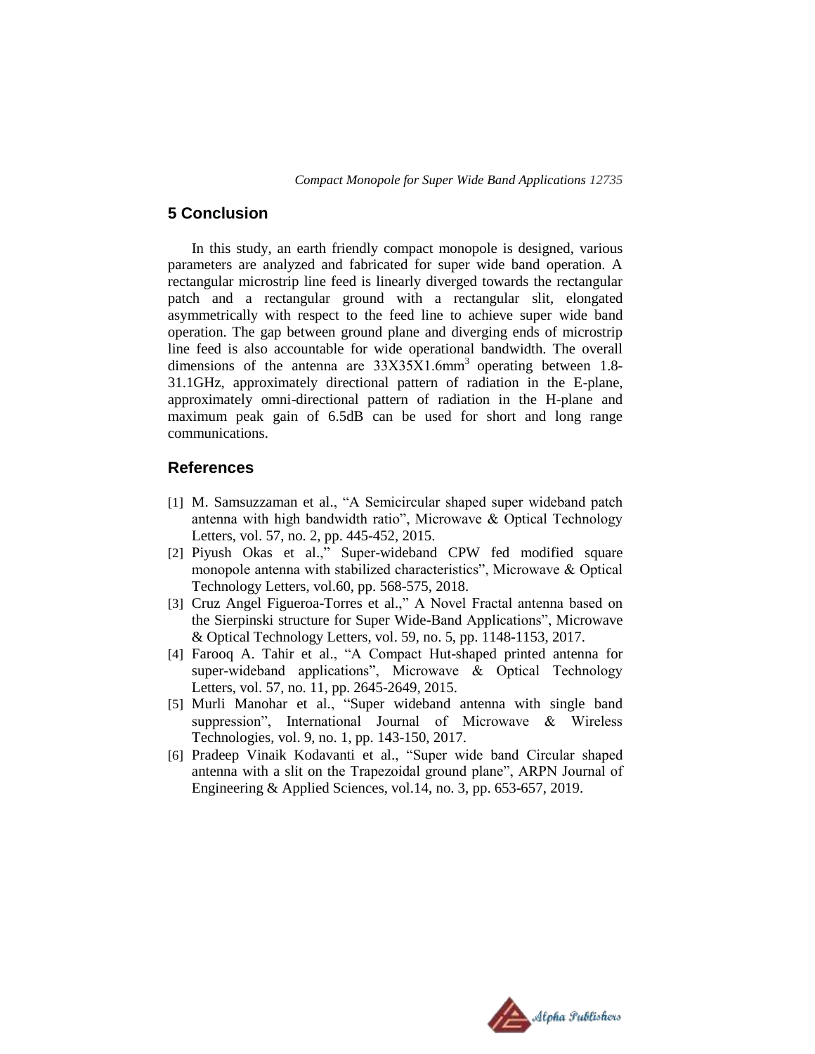## 5 Conclusion

In this study, an earth friendly compact monopole is designed, various parameters are analyzed and fabricated for super wide band operation. A rectangular microstrip line feed is linearly diverged towards the rectangular patch and a rectangular ground with a rectangular slit, elongated asymmetrically with respect to the feed line to achieve super wide band operation. The gap between ground plane and diverging ends of microstrip line feed is also accountable for wide operational bandwidth. The overall dimensions of the antenna are $33X35X1.6mm^3$ operating between 1.8-31.1GHz, approximately directional pattern of radiation in the E-plane, approximately omni-directional pattern of radiation in the H-plane and maximum peak gain of 6.5dB can be used for short and long range communications.

## References

[1] M. Samsuzzaman et al., "A Semicircular shaped super wideband patch antenna with high bandwidth ratio", Microwave & Optical Technology Letters, vol. 57, no. 2, pp. 445-452, 2015.

[2] Piyush Okas et al.," Super-wideband CPW fed modified square monopole antenna with stabilized characteristics", Microwave & Optical Technology Letters, vol.60, pp. 568-575, 2018.

[3] Cruz Angel Figueroa-Torres et al.," A Novel Fractal antenna based on the Sierpinski structure for Super Wide-Band Applications", Microwave & Optical Technology Letters, vol. 59, no. 5, pp. 1148-1153, 2017.

[4] Farooq A. Tahir et al., "A Compact Hut-shaped printed antenna for super-wideband applications", Microwave & Optical Technology Letters, vol. 57, no. 11, pp. 2645-2649, 2015.

[5] Murli Manohar et al., "Super wideband antenna with single band suppression", International Journal of Microwave & Wireless Technologies, vol. 9, no. 1, pp. 143-150, 2017.

[6] Pradeep Vinaik Kodavanti et al., "Super wide band Circular shaped antenna with a slit on the Trapezoidal ground plane", ARPN Journal of Engineering & Applied Sciences, vol.14, no. 3, pp. 653-657, 2019.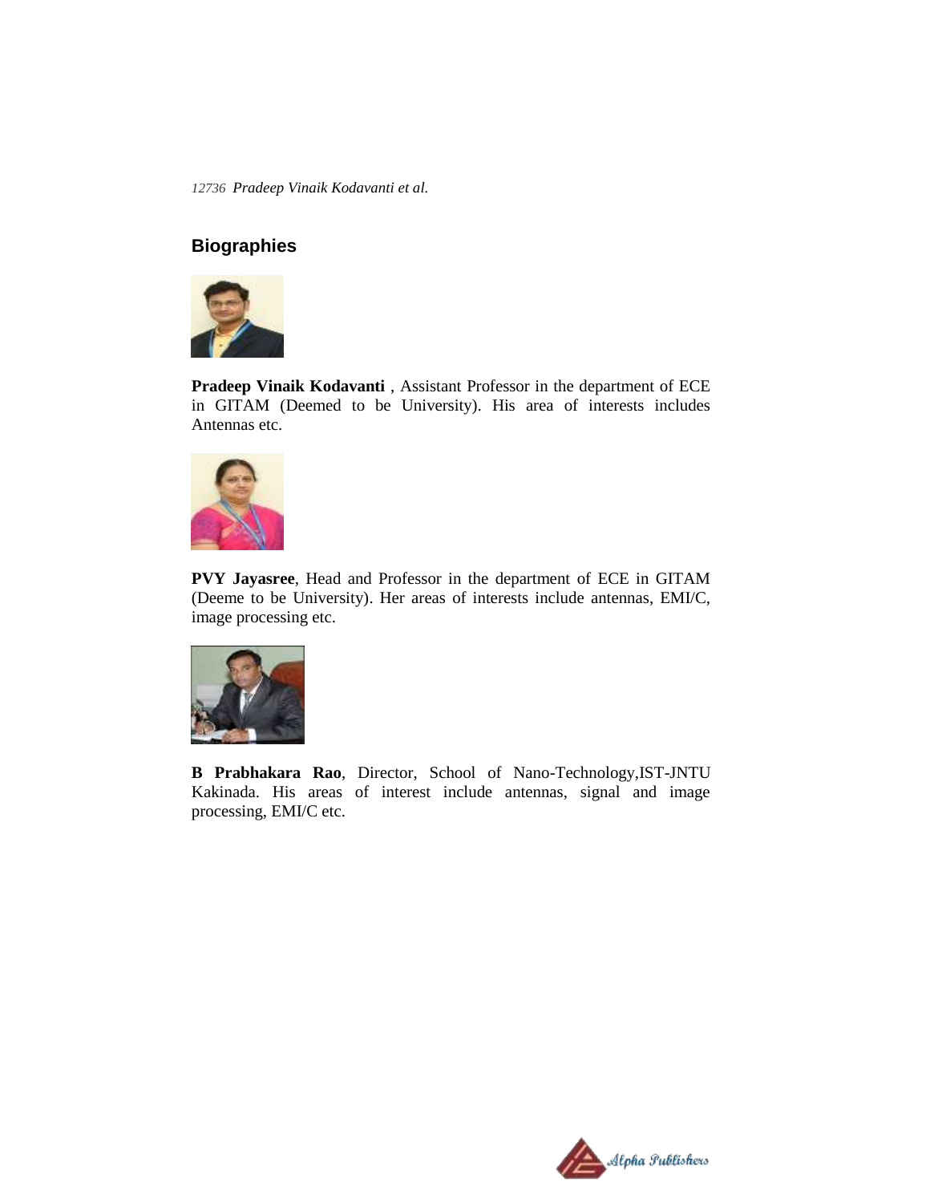## Biographies

**Pradeep Vinaik Kodavanti** , Assistant Professor in the department of ECE in GITAM (Deemed to be University). His area of interests includes Antennas etc.

**PVY Jayasree**, Head and Professor in the department of ECE in GITAM (Deeme to be University). Her areas of interests include antennas, EMI/C, image processing etc.

**B Prabhakara Rao**, Director, School of Nano-Technology,IST-JNTU Kakinada. His areas of interest include antennas, signal and image processing, EMI/C etc.